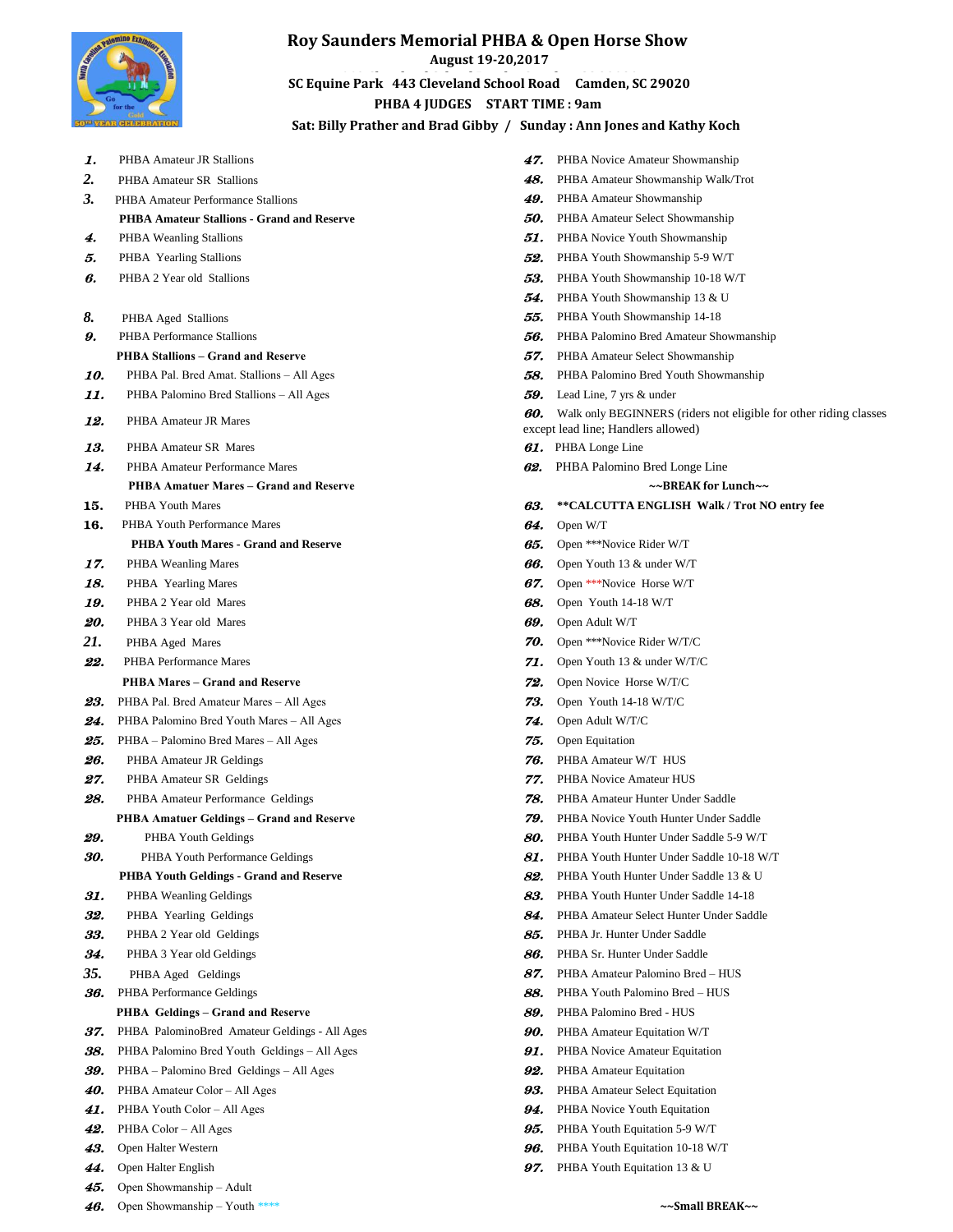# Roy Saunders Memorial PHBA & Open Horse Show

**August 19-20,2017**

**SC Equine Park 443 Cleveland School Road Camden, SC 29020**

**PHBA 4 JUDGES START TIME : 9am**

**Sat: Billy Prather and Brad Gibby / Sunday : Ann Jones and Kathy Koch**

1. PHBA Amateur JR Stallions
2. PHBA Amateur SR Stallions
3. PHBA Amateur Performance Stallions

**PHBA Amateur Stallions - Grand and Reserve**

4. PHBA Weanling Stallions
5. PHBA Yearling Stallions
6. PHBA 2 Year old Stallions

8. PHBA Aged Stallions
9. PHBA Performance Stallions

**PHBA Stallions – Grand and Reserve**

10. PHBA Pal. Bred Amat. Stallions – All Ages
11. PHBA Palomino Bred Stallions – All Ages
12. PHBA Amateur JR Mares
13. PHBA Amateur SR Mares
14. PHBA Amateur Performance Mares

**PHBA Amatuer Mares – Grand and Reserve**

15. PHBA Youth Mares
16. PHBA Youth Performance Mares

**PHBA Youth Mares - Grand and Reserve**

17. PHBA Weanling Mares
18. PHBA Yearling Mares
19. PHBA 2 Year old Mares
20. PHBA 3 Year old Mares
21. PHBA Aged Mares
22. PHBA Performance Mares

**PHBA Mares – Grand and Reserve**

23. PHBA Pal. Bred Amateur Mares – All Ages
24. PHBA Palomino Bred Youth Mares – All Ages
25. PHBA – Palomino Bred Mares – All Ages
26. PHBA Amateur JR Geldings
27. PHBA Amateur SR Geldings
28. PHBA Amateur Performance Geldings

**PHBA Amatuer Geldings – Grand and Reserve**

29. PHBA Youth Geldings
30. PHBA Youth Performance Geldings

**PHBA Youth Geldings - Grand and Reserve**

31. PHBA Weanling Geldings
32. PHBA Yearling Geldings
33. PHBA 2 Year old Geldings
34. PHBA 3 Year old Geldings
35. PHBA Aged Geldings
36. PHBA Performance Geldings

**PHBA Geldings – Grand and Reserve**

37. PHBA PalominoBred Amateur Geldings - All Ages
38. PHBA Palomino Bred Youth Geldings – All Ages
39. PHBA – Palomino Bred Geldings – All Ages
40. PHBA Amateur Color – All Ages
41. PHBA Youth Color – All Ages
42. PHBA Color – All Ages
43. Open Halter Western
44. Open Halter English
45. Open Showmanship – Adult
46. Open Showmanship – Youth ****
47. PHBA Novice Amateur Showmanship
48. PHBA Amateur Showmanship Walk/Trot
49. PHBA Amateur Showmanship
50. PHBA Amateur Select Showmanship
51. PHBA Novice Youth Showmanship
52. PHBA Youth Showmanship 5-9 W/T
53. PHBA Youth Showmanship 10-18 W/T
54. PHBA Youth Showmanship 13 & U
55. PHBA Youth Showmanship 14-18
56. PHBA Palomino Bred Amateur Showmanship
57. PHBA Amateur Select Showmanship
58. PHBA Palomino Bred Youth Showmanship
59. Lead Line, 7 yrs & under
60. Walk only BEGINNERS (riders not eligible for other riding classes except lead line; Handlers allowed)
61. PHBA Longe Line
62. PHBA Palomino Bred Longe Line

**~~BREAK for Lunch~~**

63. **\*\*CALCUTTA ENGLISH Walk / Trot NO entry fee**
64. Open W/T
65. Open ***Novice Rider W/T
66. Open Youth 13 & under W/T
67. Open ***Novice Horse W/T
68. Open Youth 14-18 W/T
69. Open Adult W/T
70. Open ***Novice Rider W/T/C
71. Open Youth 13 & under W/T/C
72. Open Novice Horse W/T/C
73. Open Youth 14-18 W/T/C
74. Open Adult W/T/C
75. Open Equitation
76. PHBA Amateur W/T HUS
77. PHBA Novice Amateur HUS
78. PHBA Amateur Hunter Under Saddle
79. PHBA Novice Youth Hunter Under Saddle
80. PHBA Youth Hunter Under Saddle 5-9 W/T
81. PHBA Youth Hunter Under Saddle 10-18 W/T
82. PHBA Youth Hunter Under Saddle 13 & U
83. PHBA Youth Hunter Under Saddle 14-18
84. PHBA Amateur Select Hunter Under Saddle
85. PHBA Jr. Hunter Under Saddle
86. PHBA Sr. Hunter Under Saddle
87. PHBA Amateur Palomino Bred – HUS
88. PHBA Youth Palomino Bred – HUS
89. PHBA Palomino Bred - HUS
90. PHBA Amateur Equitation W/T
91. PHBA Novice Amateur Equitation
92. PHBA Amateur Equitation
93. PHBA Amateur Select Equitation
94. PHBA Novice Youth Equitation
95. PHBA Youth Equitation 5-9 W/T
96. PHBA Youth Equitation 10-18 W/T
97. PHBA Youth Equitation 13 & U

**~~Small BREAK~~**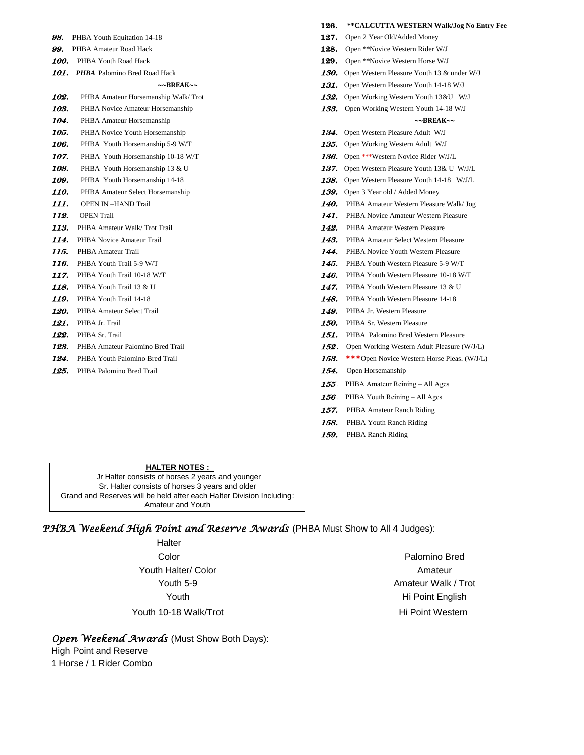98. PHBA Youth Equitation 14-18

99. PHBA Amateur Road Hack

100. PHBA Youth Road Hack

101. *PHBA* Palomino Bred Road Hack

**~~BREAK~~**

102. PHBA Amateur Horsemanship Walk/ Trot

103. PHBA Novice Amateur Horsemanship

104. PHBA Amateur Horsemanship

105. PHBA Novice Youth Horsemanship

106. PHBA Youth Horsemanship 5-9 W/T

107. PHBA Youth Horsemanship 10-18 W/T

108. PHBA Youth Horsemanship 13 & U

109. PHBA Youth Horsemanship 14-18

110. PHBA Amateur Select Horsemanship

111. OPEN IN –HAND Trail

112. OPEN Trail

113. PHBA Amateur Walk/ Trot Trail

114. PHBA Novice Amateur Trail

115. PHBA Amateur Trail

116. PHBA Youth Trail 5-9 W/T

117. PHBA Youth Trail 10-18 W/T

118. PHBA Youth Trail 13 & U

119. PHBA Youth Trail 14-18

120. PHBA Amateur Select Trail

121. PHBA Jr. Trail

122. PHBA Sr. Trail

123. PHBA Amateur Palomino Bred Trail

124. PHBA Youth Palomino Bred Trail

125. PHBA Palomino Bred Trail

126. **\*\*CALCUTTA WESTERN Walk/Jog No Entry Fee**

127. Open 2 Year Old/Added Money

128. Open \*\*Novice Western Rider W/J

129. Open \*\*Novice Western Horse W/J

130. Open Western Pleasure Youth 13 & under W/J

131. Open Western Pleasure Youth 14-18 W/J

132. Open Working Western Youth 13&U W/J

133. Open Working Western Youth 14-18 W/J

**~~BREAK~~**

134. Open Western Pleasure Adult W/J

135. Open Working Western Adult W/J

136. Open \*\*\*Western Novice Rider W/J/L

137. Open Western Pleasure Youth 13& U W/J/L

138. Open Western Pleasure Youth 14-18 W/J/L

139. Open 3 Year old / Added Money

140. PHBA Amateur Western Pleasure Walk/ Jog

141. PHBA Novice Amateur Western Pleasure

142. PHBA Amateur Western Pleasure

143. PHBA Amateur Select Western Pleasure

144. PHBA Novice Youth Western Pleasure

145. PHBA Youth Western Pleasure 5-9 W/T

146. PHBA Youth Western Pleasure 10-18 W/T

147. PHBA Youth Western Pleasure 13 & U

148. PHBA Youth Western Pleasure 14-18

149. PHBA Jr. Western Pleasure

150. PHBA Sr. Western Pleasure

151. PHBA Palomino Bred Western Pleasure

152. Open Working Western Adult Pleasure (W/J/L)

153. **\*\*\***Open Novice Western Horse Pleas. (W/J/L)

154. Open Horsemanship

155. PHBA Amateur Reining – All Ages

156. PHBA Youth Reining – All Ages

157. PHBA Amateur Ranch Riding

158. PHBA Youth Ranch Riding

159. PHBA Ranch Riding

**HALTER NOTES :**

Jr Halter consists of horses 2 years and younger
Sr. Halter consists of horses 3 years and older
Grand and Reserves will be held after each Halter Division Including: Amateur and Youth

*PHBA Weekend High Point and Reserve Awards* (PHBA Must Show to All 4 Judges):

Halter
Color
Youth Halter/ Color
Youth 5-9
Youth
Youth 10-18 Walk/Trot

Palomino Bred
Amateur
Amateur Walk / Trot
Hi Point English
Hi Point Western

*Open Weekend Awards* (Must Show Both Days):

High Point and Reserve
1 Horse / 1 Rider Combo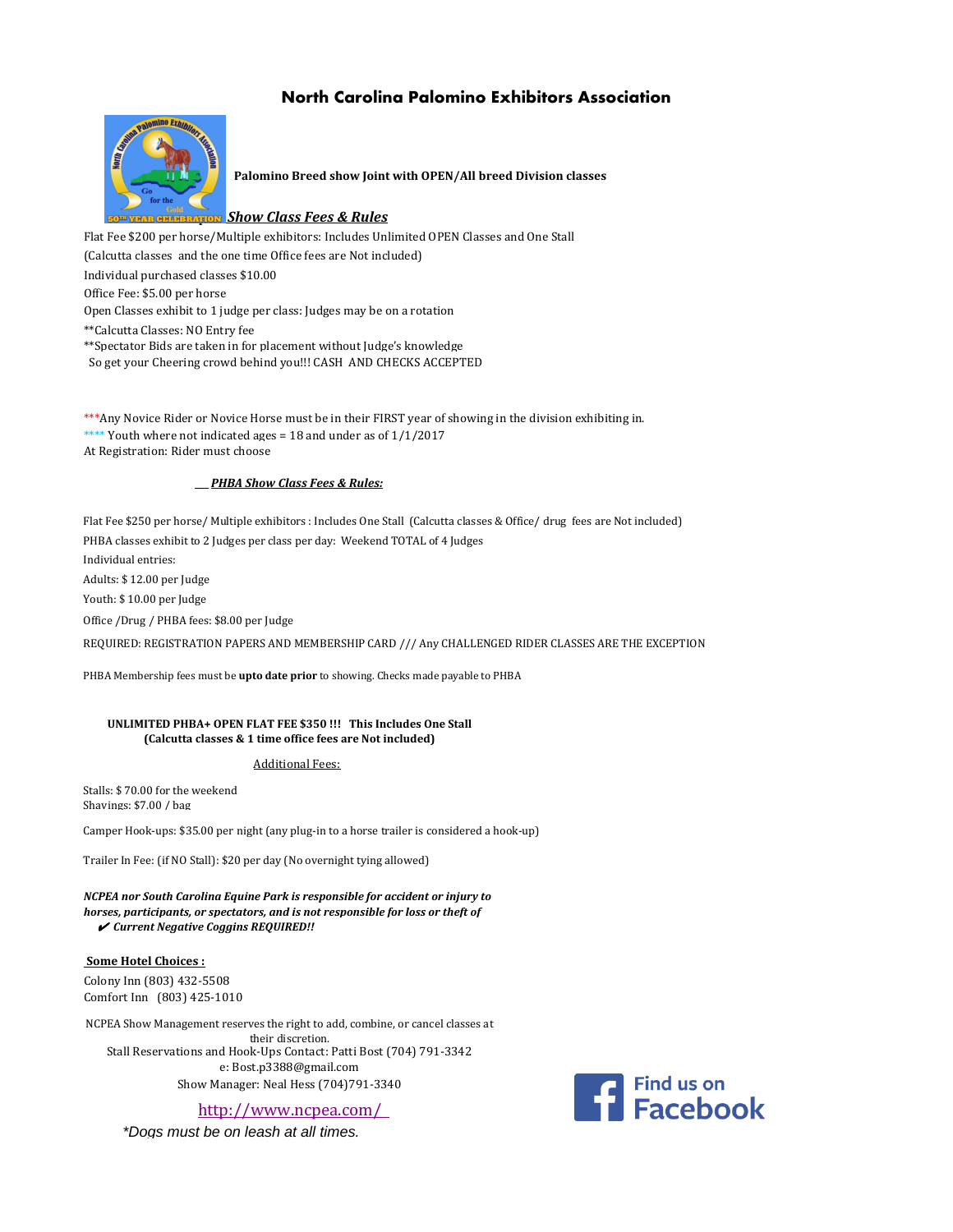# North Carolina Palomino Exhibitors Association

**Palomino Breed show Joint with OPEN/All breed Division classes**

***Show Class Fees & Rules***

Flat Fee $200 per horse/Multiple exhibitors: Includes Unlimited OPEN Classes and One Stall

(Calcutta classes and the one time Office fees are Not included)

Individual purchased classes $10.00

Office Fee: $5.00 per horse

Open Classes exhibit to 1 judge per class: Judges may be on a rotation

**Calcutta Classes: NO Entry fee

**Spectator Bids are taken in for placement without Judge's knowledge

So get your Cheering crowd behind you!!! CASH AND CHECKS ACCEPTED

***Any Novice Rider or Novice Horse must be in their FIRST year of showing in the division exhibiting in.

**** Youth where not indicated ages = 18 and under as of 1/1/2017

At Registration: Rider must choose

***PHBA Show Class Fees & Rules:***

Flat Fee $250 per horse/ Multiple exhibitors : Includes One Stall (Calcutta classes & Office/ drug fees are Not included)

PHBA classes exhibit to 2 Judges per class per day: Weekend TOTAL of 4 Judges

Individual entries:

Adults: $ 12.00 per Judge

Youth: $ 10.00 per Judge

Office /Drug / PHBA fees: $8.00 per Judge

REQUIRED: REGISTRATION PAPERS AND MEMBERSHIP CARD /// Any CHALLENGED RIDER CLASSES ARE THE EXCEPTION

PHBA Membership fees must be **upto date prior** to showing. Checks made payable to PHBA

**UNLIMITED PHBA+ OPEN FLAT FEE $350 !!! This Includes One Stall**
**(Calcutta classes & 1 time office fees are Not included)**

Additional Fees:

Stalls: $ 70.00 for the weekend

Shavings: $7.00 / bag

Camper Hook-ups: $35.00 per night (any plug-in to a horse trailer is considered a hook-up)

Trailer In Fee: (if NO Stall): $20 per day (No overnight tying allowed)

***NCPEA nor South Carolina Equine Park is responsible for accident or injury to horses, participants, or spectators, and is not responsible for loss or theft of***

***✔ Current Negative Coggins REQUIRED!!***

**Some Hotel Choices :**

Colony Inn (803) 432-5508

Comfort Inn (803) 425-1010

NCPEA Show Management reserves the right to add, combine, or cancel classes at their discretion.

Stall Reservations and Hook-Ups Contact: Patti Bost (704) 791-3342

e: Bost.p3388@gmail.com

Show Manager: Neal Hess (704)791-3340

http://www.ncpea.com/

*\*Dogs must be on leash at all times.*

Find us on Facebook